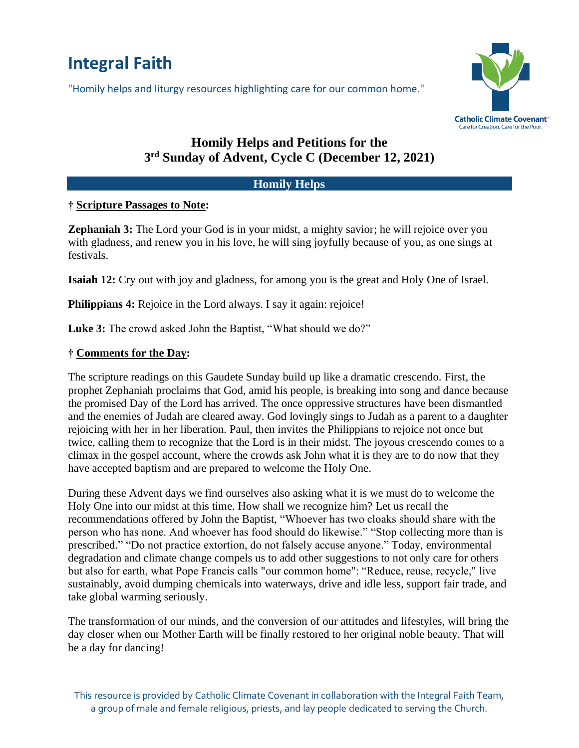# Integral Faith

"Homily helps and liturgy resources highlighting care for our common home."

Catholic Climate Covenant
Care for Creation. Care for the Poor.

## Homily Helps and Petitions for the 3rd Sunday of Advent, Cycle C (December 12, 2021)

### Homily Helps

† **Scripture Passages to Note:**

**Zephaniah 3:** The Lord your God is in your midst, a mighty savior; he will rejoice over you with gladness, and renew you in his love, he will sing joyfully because of you, as one sings at festivals.

**Isaiah 12:** Cry out with joy and gladness, for among you is the great and Holy One of Israel.

**Philippians 4:** Rejoice in the Lord always. I say it again: rejoice!

**Luke 3:** The crowd asked John the Baptist, "What should we do?"

† **Comments for the Day:**

The scripture readings on this Gaudete Sunday build up like a dramatic crescendo. First, the prophet Zephaniah proclaims that God, amid his people, is breaking into song and dance because the promised Day of the Lord has arrived. The once oppressive structures have been dismantled and the enemies of Judah are cleared away. God lovingly sings to Judah as a parent to a daughter rejoicing with her in her liberation. Paul, then invites the Philippians to rejoice not once but twice, calling them to recognize that the Lord is in their midst. The joyous crescendo comes to a climax in the gospel account, where the crowds ask John what it is they are to do now that they have accepted baptism and are prepared to welcome the Holy One.

During these Advent days we find ourselves also asking what it is we must do to welcome the Holy One into our midst at this time. How shall we recognize him? Let us recall the recommendations offered by John the Baptist, "Whoever has two cloaks should share with the person who has none. And whoever has food should do likewise." "Stop collecting more than is prescribed." "Do not practice extortion, do not falsely accuse anyone." Today, environmental degradation and climate change compels us to add other suggestions to not only care for others but also for earth, what Pope Francis calls "our common home": "Reduce, reuse, recycle," live sustainably, avoid dumping chemicals into waterways, drive and idle less, support fair trade, and take global warming seriously.

The transformation of our minds, and the conversion of our attitudes and lifestyles, will bring the day closer when our Mother Earth will be finally restored to her original noble beauty. That will be a day for dancing!

This resource is provided by Catholic Climate Covenant in collaboration with the Integral Faith Team, a group of male and female religious, priests, and lay people dedicated to serving the Church.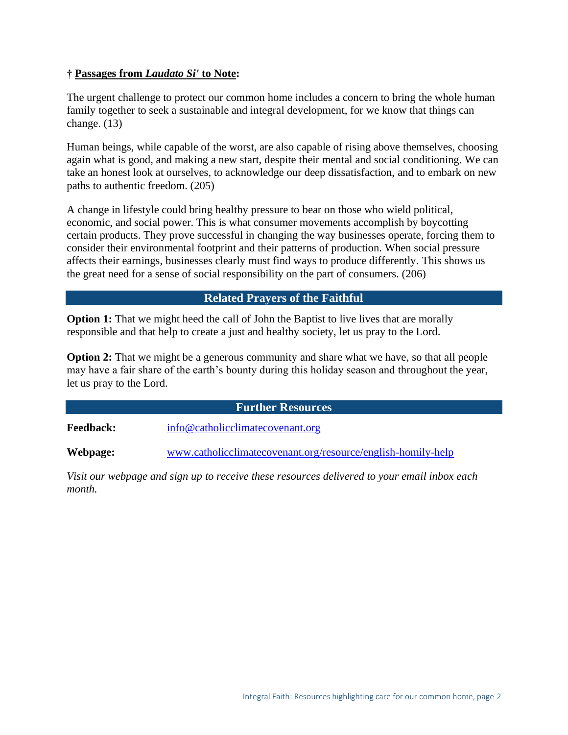† **Passages from *Laudato Si'* to Note:**

The urgent challenge to protect our common home includes a concern to bring the whole human family together to seek a sustainable and integral development, for we know that things can change. (13)

Human beings, while capable of the worst, are also capable of rising above themselves, choosing again what is good, and making a new start, despite their mental and social conditioning. We can take an honest look at ourselves, to acknowledge our deep dissatisfaction, and to embark on new paths to authentic freedom. (205)

A change in lifestyle could bring healthy pressure to bear on those who wield political, economic, and social power. This is what consumer movements accomplish by boycotting certain products. They prove successful in changing the way businesses operate, forcing them to consider their environmental footprint and their patterns of production. When social pressure affects their earnings, businesses clearly must find ways to produce differently. This shows us the great need for a sense of social responsibility on the part of consumers. (206)

## Related Prayers of the Faithful

**Option 1:** That we might heed the call of John the Baptist to live lives that are morally responsible and that help to create a just and healthy society, let us pray to the Lord.

**Option 2:** That we might be a generous community and share what we have, so that all people may have a fair share of the earth's bounty during this holiday season and throughout the year, let us pray to the Lord.

## Further Resources

**Feedback:** info@catholicclimatecovenant.org

**Webpage:** www.catholicclimatecovenant.org/resource/english-homily-help

*Visit our webpage and sign up to receive these resources delivered to your email inbox each month.*